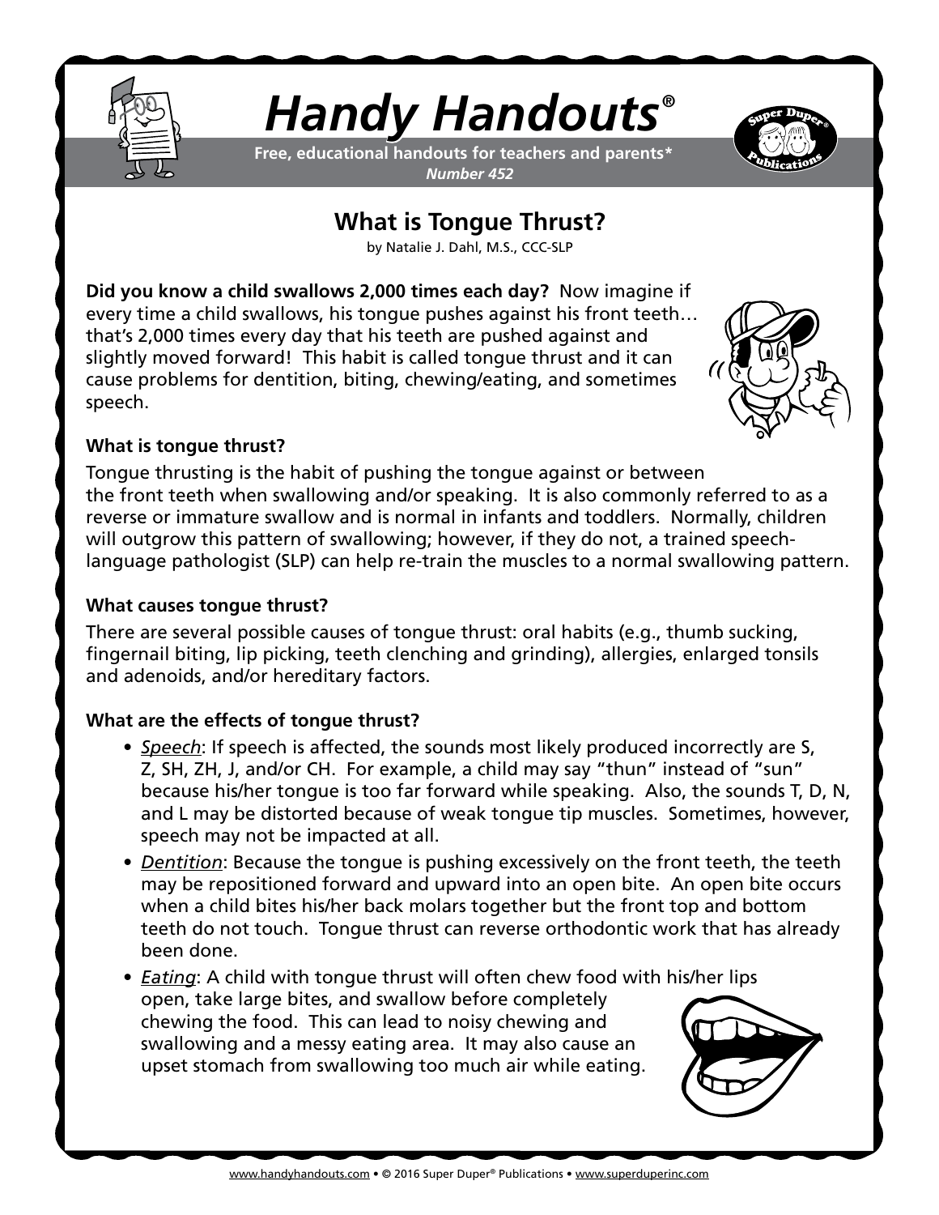# Handy Handouts®

**Free, educational handouts for teachers and parents***
*Number 452*

## What is Tongue Thrust?

by Natalie J. Dahl, M.S., CCC-SLP

**Did you know a child swallows 2,000 times each day?** Now imagine if every time a child swallows, his tongue pushes against his front teeth… that's 2,000 times every day that his teeth are pushed against and slightly moved forward! This habit is called tongue thrust and it can cause problems for dentition, biting, chewing/eating, and sometimes speech.

### What is tongue thrust?

Tongue thrusting is the habit of pushing the tongue against or between the front teeth when swallowing and/or speaking. It is also commonly referred to as a reverse or immature swallow and is normal in infants and toddlers. Normally, children will outgrow this pattern of swallowing; however, if they do not, a trained speech-language pathologist (SLP) can help re-train the muscles to a normal swallowing pattern.

### What causes tongue thrust?

There are several possible causes of tongue thrust: oral habits (e.g., thumb sucking, fingernail biting, lip picking, teeth clenching and grinding), allergies, enlarged tonsils and adenoids, and/or hereditary factors.

### What are the effects of tongue thrust?

- *Speech*: If speech is affected, the sounds most likely produced incorrectly are S, Z, SH, ZH, J, and/or CH. For example, a child may say "thun" instead of "sun" because his/her tongue is too far forward while speaking. Also, the sounds T, D, N, and L may be distorted because of weak tongue tip muscles. Sometimes, however, speech may not be impacted at all.
- *Dentition*: Because the tongue is pushing excessively on the front teeth, the teeth may be repositioned forward and upward into an open bite. An open bite occurs when a child bites his/her back molars together but the front top and bottom teeth do not touch. Tongue thrust can reverse orthodontic work that has already been done.
- *Eating*: A child with tongue thrust will often chew food with his/her lips open, take large bites, and swallow before completely chewing the food. This can lead to noisy chewing and swallowing and a messy eating area. It may also cause an upset stomach from swallowing too much air while eating.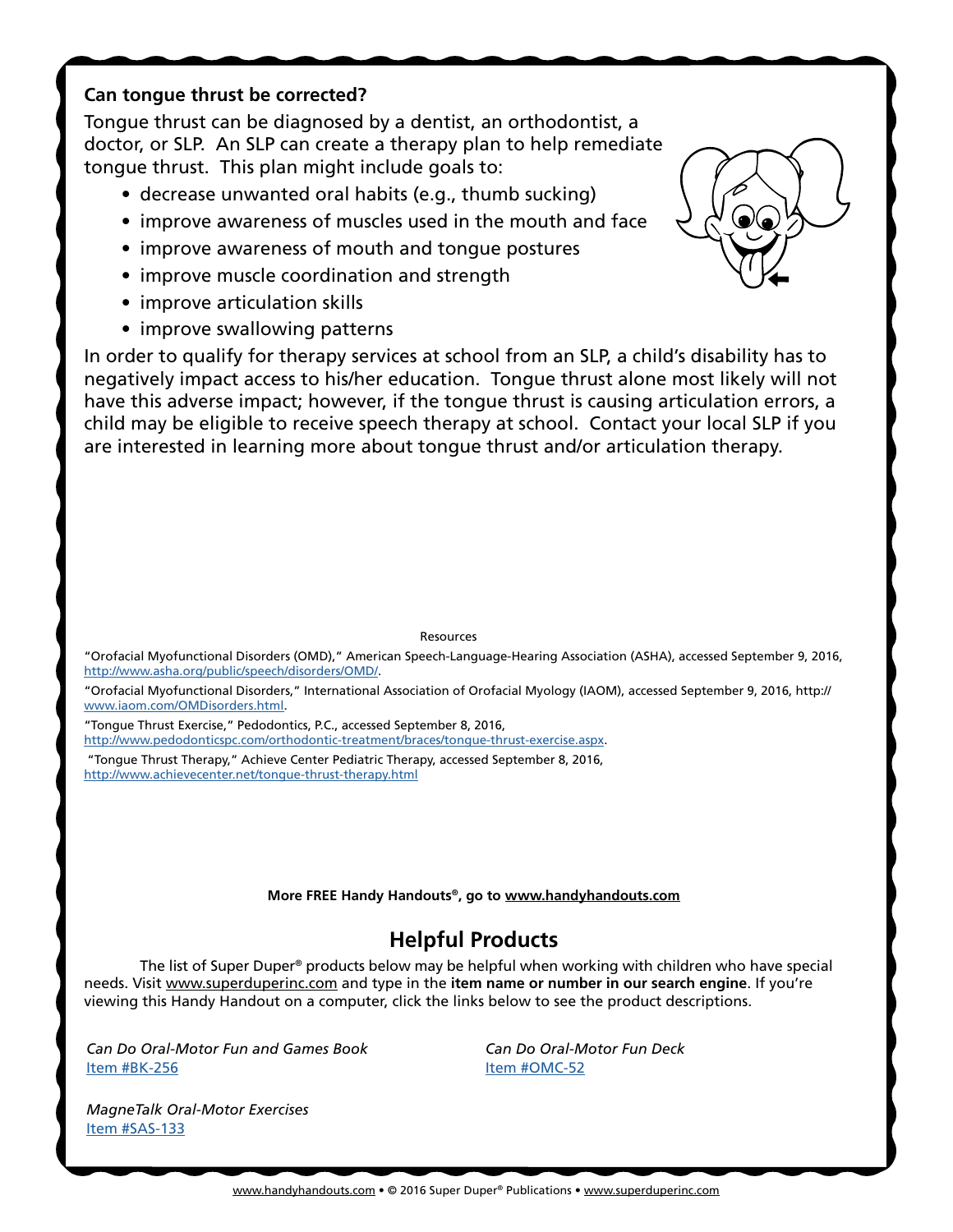**Can tongue thrust be corrected?**

Tongue thrust can be diagnosed by a dentist, an orthodontist, a doctor, or SLP. An SLP can create a therapy plan to help remediate tongue thrust. This plan might include goals to:

- decrease unwanted oral habits (e.g., thumb sucking)
- improve awareness of muscles used in the mouth and face
- improve awareness of mouth and tongue postures
- improve muscle coordination and strength
- improve articulation skills
- improve swallowing patterns

In order to qualify for therapy services at school from an SLP, a child's disability has to negatively impact access to his/her education. Tongue thrust alone most likely will not have this adverse impact; however, if the tongue thrust is causing articulation errors, a child may be eligible to receive speech therapy at school. Contact your local SLP if you are interested in learning more about tongue thrust and/or articulation therapy.

Resources

"Orofacial Myofunctional Disorders (OMD)," American Speech-Language-Hearing Association (ASHA), accessed September 9, 2016, http://www.asha.org/public/speech/disorders/OMD/.

"Orofacial Myofunctional Disorders," International Association of Orofacial Myology (IAOM), accessed September 9, 2016, http://www.iaom.com/OMDisorders.html.

"Tongue Thrust Exercise," Pedodontics, P.C., accessed September 8, 2016, http://www.pedodonticspc.com/orthodontic-treatment/braces/tongue-thrust-exercise.aspx.

"Tongue Thrust Therapy," Achieve Center Pediatric Therapy, accessed September 8, 2016, http://www.achievecenter.net/tongue-thrust-therapy.html

**More FREE Handy Handouts®, go to www.handyhandouts.com**

## Helpful Products

The list of Super Duper® products below may be helpful when working with children who have special needs. Visit www.superduperinc.com and type in the **item name or number in our search engine**. If you're viewing this Handy Handout on a computer, click the links below to see the product descriptions.

*Can Do Oral-Motor Fun and Games Book*
Item #BK-256

*Can Do Oral-Motor Fun Deck*
Item #OMC-52

*MagneTalk Oral-Motor Exercises*
Item #SAS-133